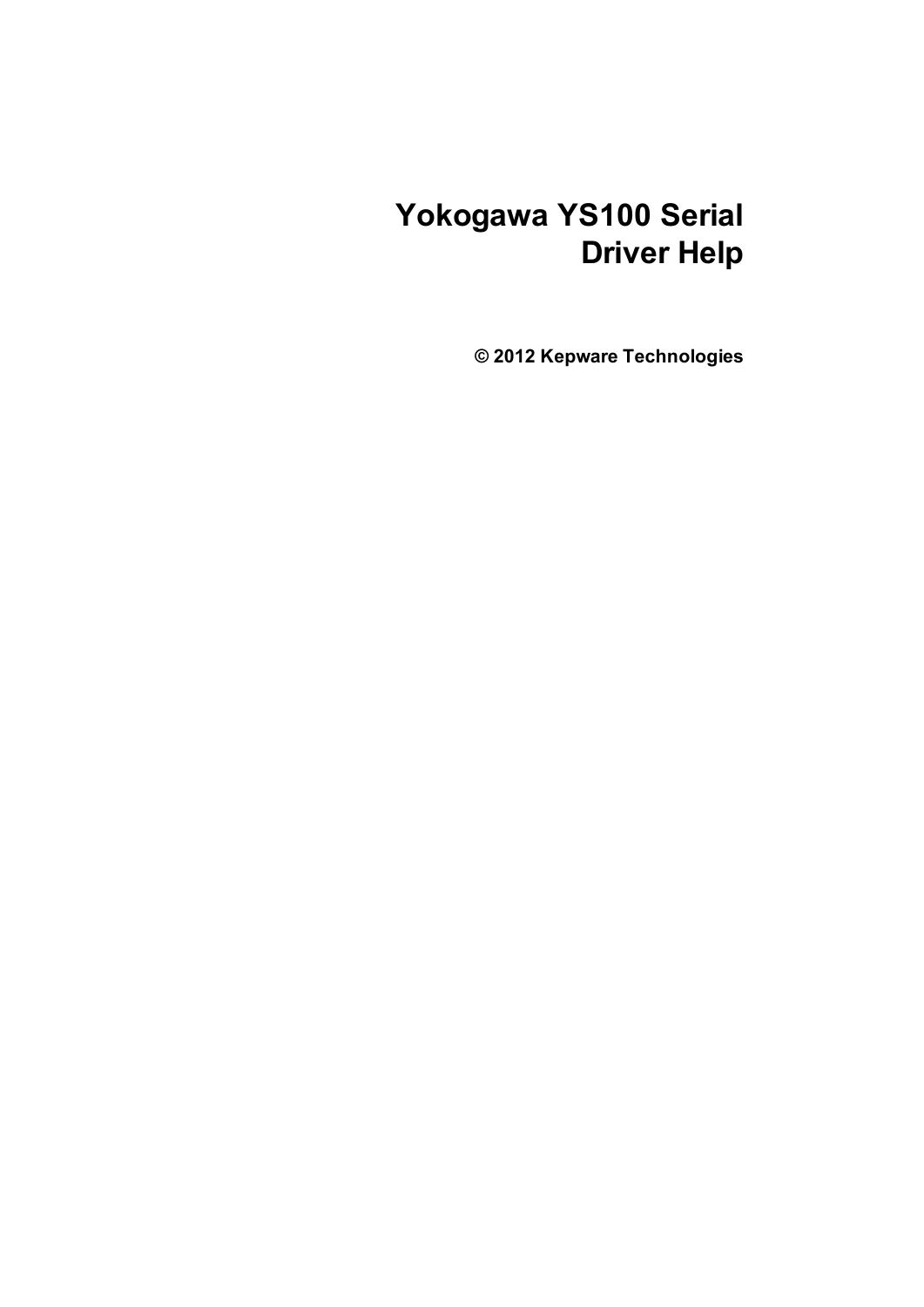# Yokogawa YS100 Serial Driver Help

**© 2012 Kepware Technologies**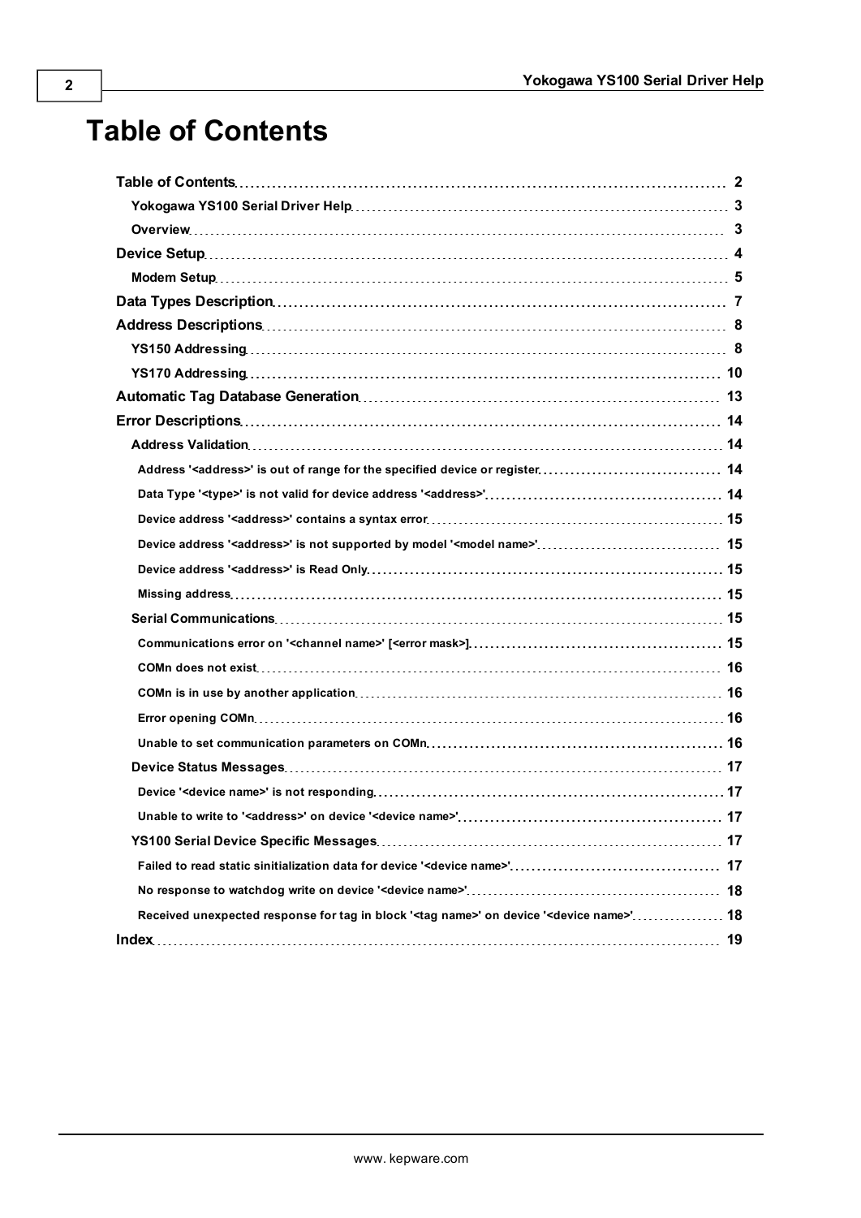# Table of Contents

- **Table of Contents** ... 2
  - **Yokogawa YS100 Serial Driver Help** ... 3
  - **Overview** ... 3
- **Device Setup** ... 4
  - **Modem Setup** ... 5
- **Data Types Description** ... 7
- **Address Descriptions** ... 8
  - **YS150 Addressing** ... 8
  - **YS170 Addressing** ... 10
- **Automatic Tag Database Generation** ... 13
- **Error Descriptions** ... 14
  - **Address Validation** ... 14
    - **Address '<address>' is out of range for the specified device or register** ... 14
    - **Data Type '<type>' is not valid for device address '<address>'** ... 14
    - **Device address '<address>' contains a syntax error** ... 15
    - **Device address '<address>' is not supported by model '<model name>'** ... 15
    - **Device address '<address>' is Read Only** ... 15
    - **Missing address** ... 15
  - **Serial Communications** ... 15
    - **Communications error on '<channel name>' [<error mask>]** ... 15
    - **COMn does not exist** ... 16
    - **COMn is in use by another application** ... 16
    - **Error opening COMn** ... 16
    - **Unable to set communication parameters on COMn** ... 16
  - **Device Status Messages** ... 17
    - **Device '<device name>' is not responding** ... 17
    - **Unable to write to '<address>' on device '<device name>'** ... 17
  - **YS100 Serial Device Specific Messages** ... 17
    - **Failed to read static sinitialization data for device '<device name>'** ... 17
    - **No response to watchdog write on device '<device name>'** ... 18
    - **Received unexpected response for tag in block '<tag name>' on device '<device name>'** ... 18
- **Index** ... 19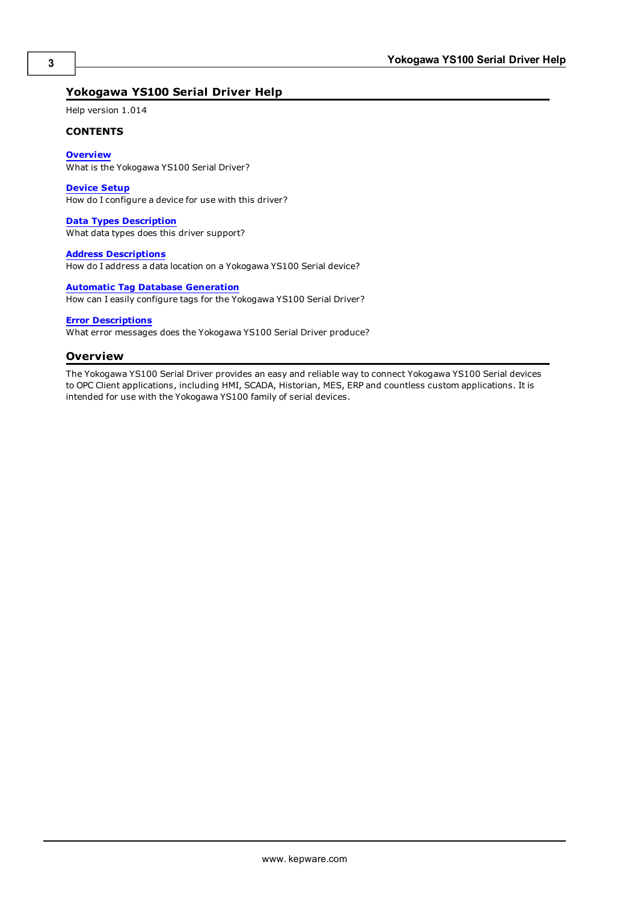# Yokogawa YS100 Serial Driver Help

Help version 1.014

**CONTENTS**

**Overview**
What is the Yokogawa YS100 Serial Driver?

**Device Setup**
How do I configure a device for use with this driver?

**Data Types Description**
What data types does this driver support?

**Address Descriptions**
How do I address a data location on a Yokogawa YS100 Serial device?

**Automatic Tag Database Generation**
How can I easily configure tags for the Yokogawa YS100 Serial Driver?

**Error Descriptions**
What error messages does the Yokogawa YS100 Serial Driver produce?

## Overview

The Yokogawa YS100 Serial Driver provides an easy and reliable way to connect Yokogawa YS100 Serial devices to OPC Client applications, including HMI, SCADA, Historian, MES, ERP and countless custom applications. It is intended for use with the Yokogawa YS100 family of serial devices.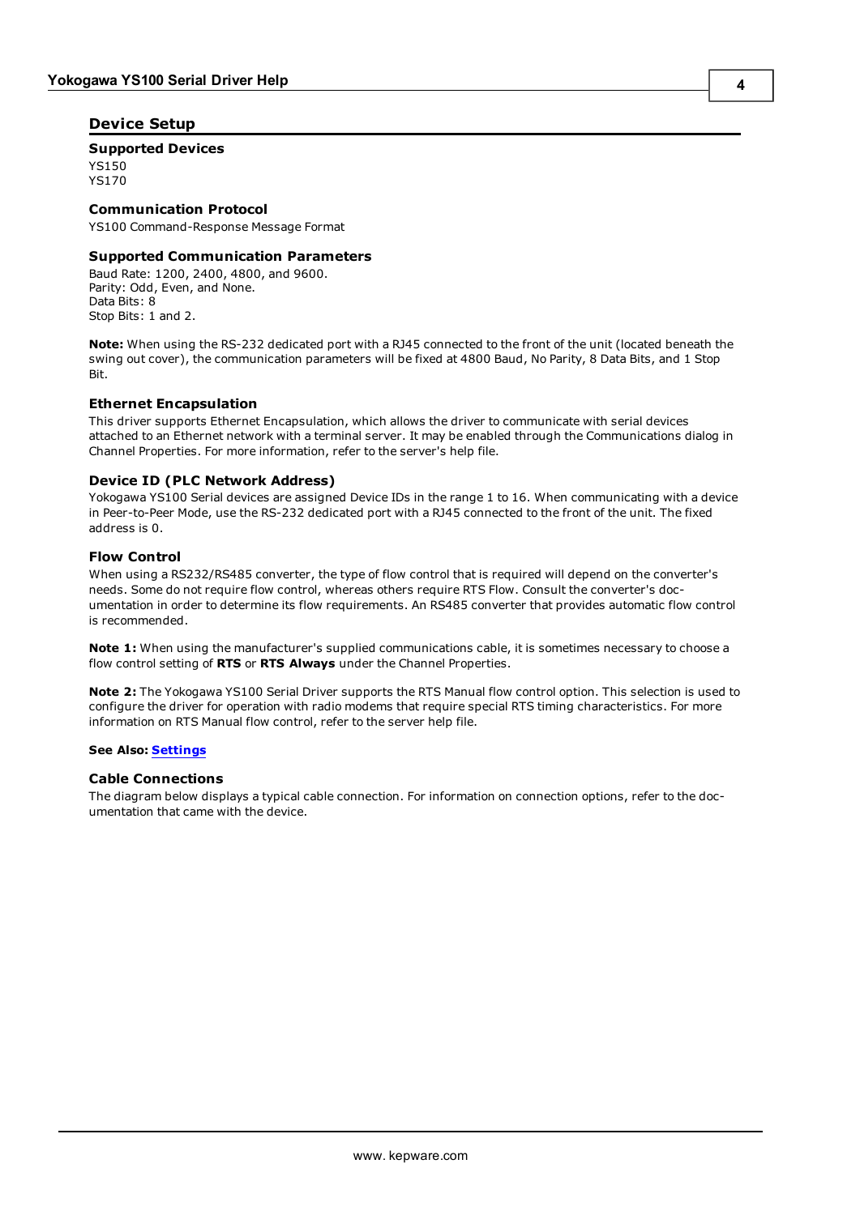# Device Setup

### Supported Devices

YS150
YS170

### Communication Protocol

YS100 Command-Response Message Format

### Supported Communication Parameters

Baud Rate: 1200, 2400, 4800, and 9600.
Parity: Odd, Even, and None.
Data Bits: 8
Stop Bits: 1 and 2.

**Note:** When using the RS-232 dedicated port with a RJ45 connected to the front of the unit (located beneath the swing out cover), the communication parameters will be fixed at 4800 Baud, No Parity, 8 Data Bits, and 1 Stop Bit.

### Ethernet Encapsulation

This driver supports Ethernet Encapsulation, which allows the driver to communicate with serial devices attached to an Ethernet network with a terminal server. It may be enabled through the Communications dialog in Channel Properties. For more information, refer to the server's help file.

### Device ID (PLC Network Address)

Yokogawa YS100 Serial devices are assigned Device IDs in the range 1 to 16. When communicating with a device in Peer-to-Peer Mode, use the RS-232 dedicated port with a RJ45 connected to the front of the unit. The fixed address is 0.

### Flow Control

When using a RS232/RS485 converter, the type of flow control that is required will depend on the converter's needs. Some do not require flow control, whereas others require RTS Flow. Consult the converter's documentation in order to determine its flow requirements. An RS485 converter that provides automatic flow control is recommended.

**Note 1:** When using the manufacturer's supplied communications cable, it is sometimes necessary to choose a flow control setting of **RTS** or **RTS Always** under the Channel Properties.

**Note 2:** The Yokogawa YS100 Serial Driver supports the RTS Manual flow control option. This selection is used to configure the driver for operation with radio modems that require special RTS timing characteristics. For more information on RTS Manual flow control, refer to the server help file.

**See Also: Settings**

### Cable Connections

The diagram below displays a typical cable connection. For information on connection options, refer to the documentation that came with the device.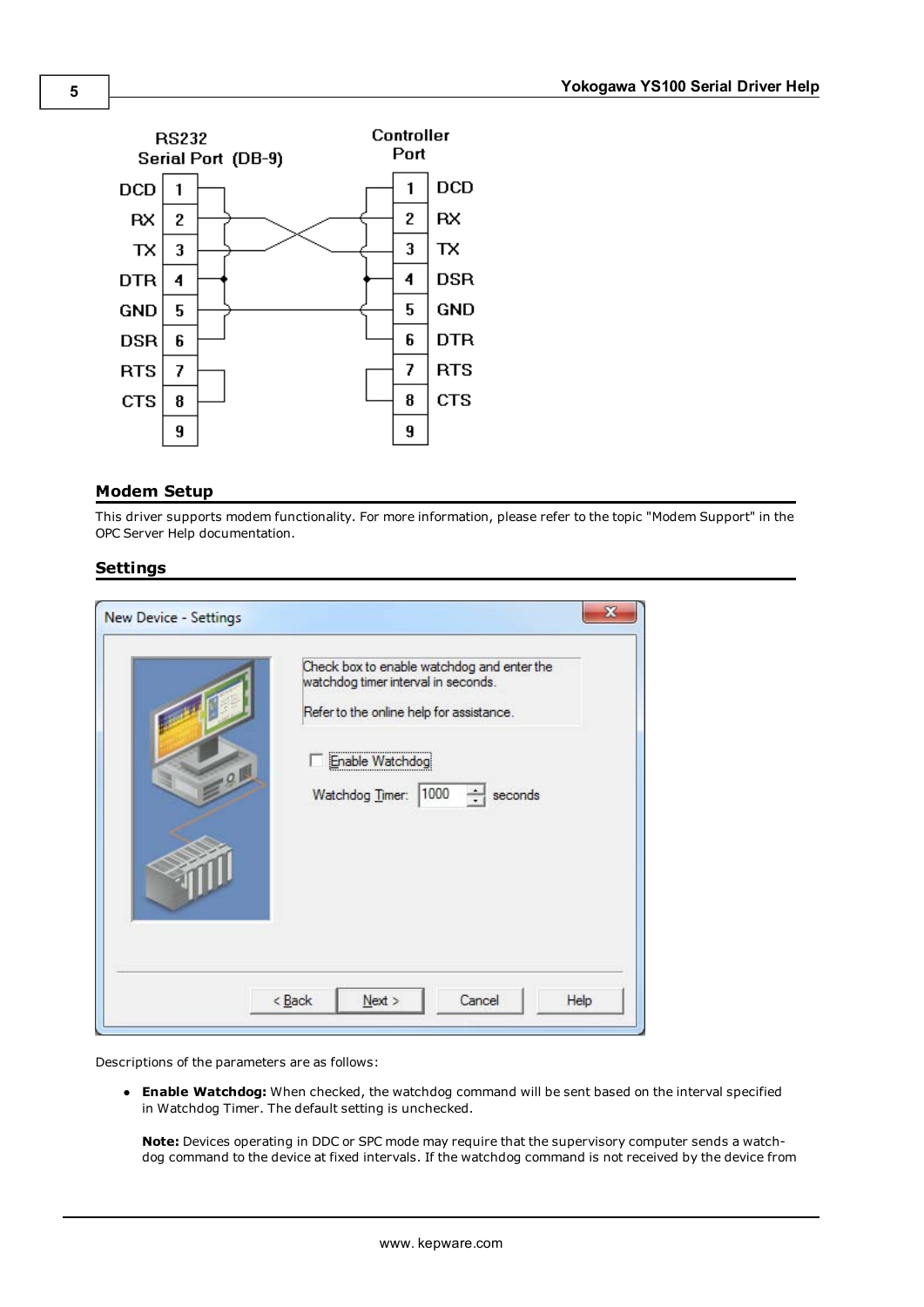## Modem Setup

This driver supports modem functionality. For more information, please refer to the topic "Modem Support" in the OPC Server Help documentation.

## Settings

Descriptions of the parameters are as follows:

- **Enable Watchdog:** When checked, the watchdog command will be sent based on the interval specified in Watchdog Timer. The default setting is unchecked.

  **Note:** Devices operating in DDC or SPC mode may require that the supervisory computer sends a watch-dog command to the device at fixed intervals. If the watchdog command is not received by the device from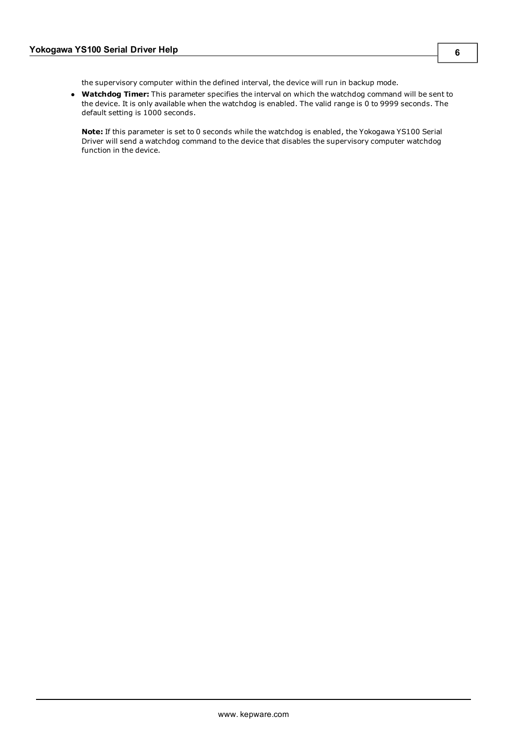the supervisory computer within the defined interval, the device will run in backup mode.

- **Watchdog Timer:** This parameter specifies the interval on which the watchdog command will be sent to the device. It is only available when the watchdog is enabled. The valid range is 0 to 9999 seconds. The default setting is 1000 seconds.

  **Note:** If this parameter is set to 0 seconds while the watchdog is enabled, the Yokogawa YS100 Serial Driver will send a watchdog command to the device that disables the supervisory computer watchdog function in the device.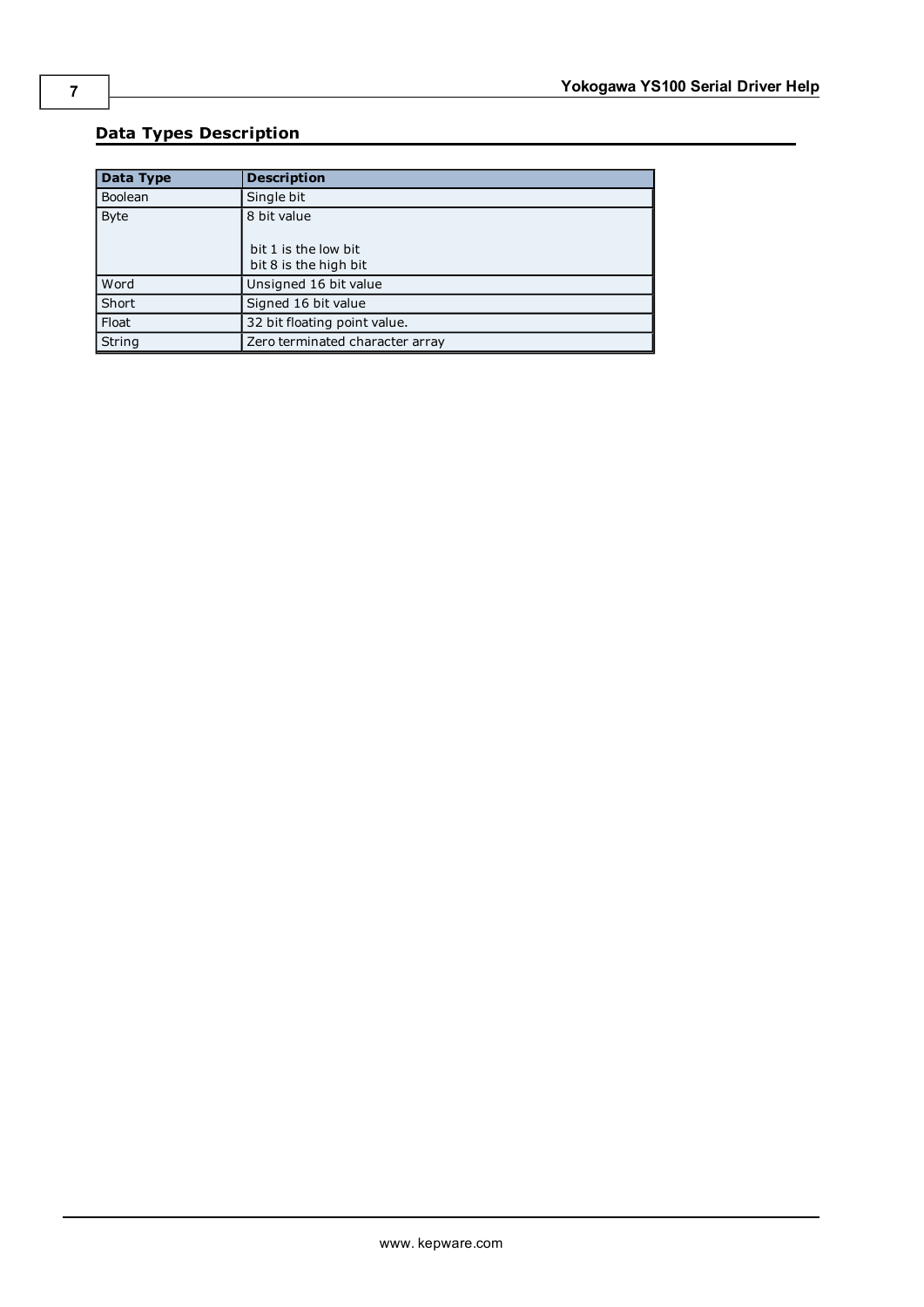## Data Types Description

| Data Type | Description |
| --- | --- |
| Boolean | Single bit |
| Byte | 8 bit value<br><br>bit 1 is the low bit<br>bit 8 is the high bit |
| Word | Unsigned 16 bit value |
| Short | Signed 16 bit value |
| Float | 32 bit floating point value. |
| String | Zero terminated character array |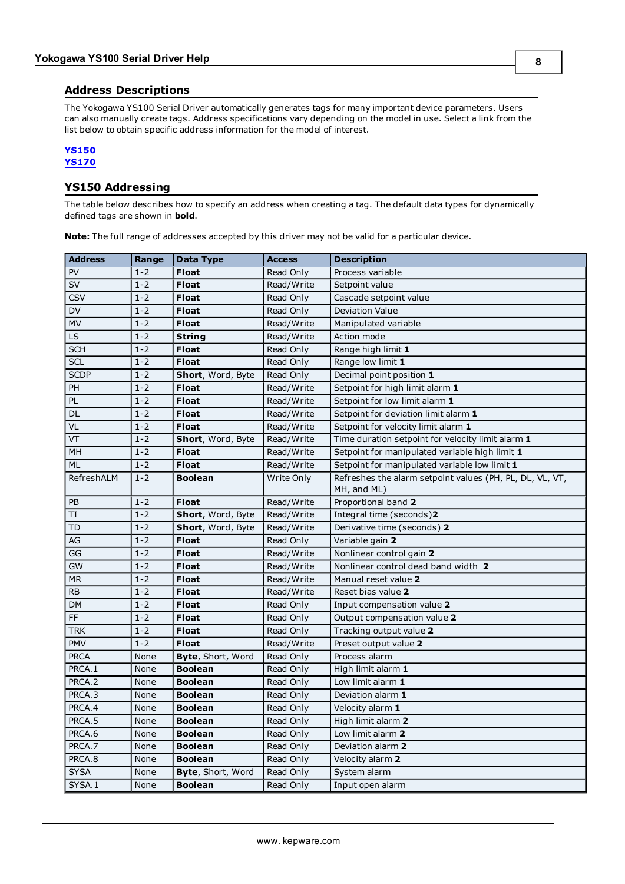## Address Descriptions

The Yokogawa YS100 Serial Driver automatically generates tags for many important device parameters. Users can also manually create tags. Address specifications vary depending on the model in use. Select a link from the list below to obtain specific address information for the model of interest.

**YS150**
**YS170**

## YS150 Addressing

The table below describes how to specify an address when creating a tag. The default data types for dynamically defined tags are shown in **bold**.

**Note:** The full range of addresses accepted by this driver may not be valid for a particular device.

| Address | Range | Data Type | Access | Description |
|---|---|---|---|---|
| PV | 1-2 | **Float** | Read Only | Process variable |
| SV | 1-2 | **Float** | Read/Write | Setpoint value |
| CSV | 1-2 | **Float** | Read Only | Cascade setpoint value |
| DV | 1-2 | **Float** | Read Only | Deviation Value |
| MV | 1-2 | **Float** | Read/Write | Manipulated variable |
| LS | 1-2 | **String** | Read/Write | Action mode |
| SCH | 1-2 | **Float** | Read Only | Range high limit **1** |
| SCL | 1-2 | **Float** | Read Only | Range low limit **1** |
| SCDP | 1-2 | **Short**, Word, Byte | Read Only | Decimal point position **1** |
| PH | 1-2 | **Float** | Read/Write | Setpoint for high limit alarm **1** |
| PL | 1-2 | **Float** | Read/Write | Setpoint for low limit alarm **1** |
| DL | 1-2 | **Float** | Read/Write | Setpoint for deviation limit alarm **1** |
| VL | 1-2 | **Float** | Read/Write | Setpoint for velocity limit alarm **1** |
| VT | 1-2 | **Short**, Word, Byte | Read/Write | Time duration setpoint for velocity limit alarm **1** |
| MH | 1-2 | **Float** | Read/Write | Setpoint for manipulated variable high limit **1** |
| ML | 1-2 | **Float** | Read/Write | Setpoint for manipulated variable low limit **1** |
| RefreshALM | 1-2 | **Boolean** | Write Only | Refreshes the alarm setpoint values (PH, PL, DL, VL, VT, MH, and ML) |
| PB | 1-2 | **Float** | Read/Write | Proportional band **2** |
| TI | 1-2 | **Short**, Word, Byte | Read/Write | Integral time (seconds)**2** |
| TD | 1-2 | **Short**, Word, Byte | Read/Write | Derivative time (seconds) **2** |
| AG | 1-2 | **Float** | Read Only | Variable gain **2** |
| GG | 1-2 | **Float** | Read/Write | Nonlinear control gain **2** |
| GW | 1-2 | **Float** | Read/Write | Nonlinear control dead band width **2** |
| MR | 1-2 | **Float** | Read/Write | Manual reset value **2** |
| RB | 1-2 | **Float** | Read/Write | Reset bias value **2** |
| DM | 1-2 | **Float** | Read Only | Input compensation value **2** |
| FF | 1-2 | **Float** | Read Only | Output compensation value **2** |
| TRK | 1-2 | **Float** | Read Only | Tracking output value **2** |
| PMV | 1-2 | **Float** | Read/Write | Preset output value **2** |
| PRCA | None | **Byte**, Short, Word | Read Only | Process alarm |
| PRCA.1 | None | **Boolean** | Read Only | High limit alarm **1** |
| PRCA.2 | None | **Boolean** | Read Only | Low limit alarm **1** |
| PRCA.3 | None | **Boolean** | Read Only | Deviation alarm **1** |
| PRCA.4 | None | **Boolean** | Read Only | Velocity alarm **1** |
| PRCA.5 | None | **Boolean** | Read Only | High limit alarm **2** |
| PRCA.6 | None | **Boolean** | Read Only | Low limit alarm **2** |
| PRCA.7 | None | **Boolean** | Read Only | Deviation alarm **2** |
| PRCA.8 | None | **Boolean** | Read Only | Velocity alarm **2** |
| SYSA | None | **Byte**, Short, Word | Read Only | System alarm |
| SYSA.1 | None | **Boolean** | Read Only | Input open alarm |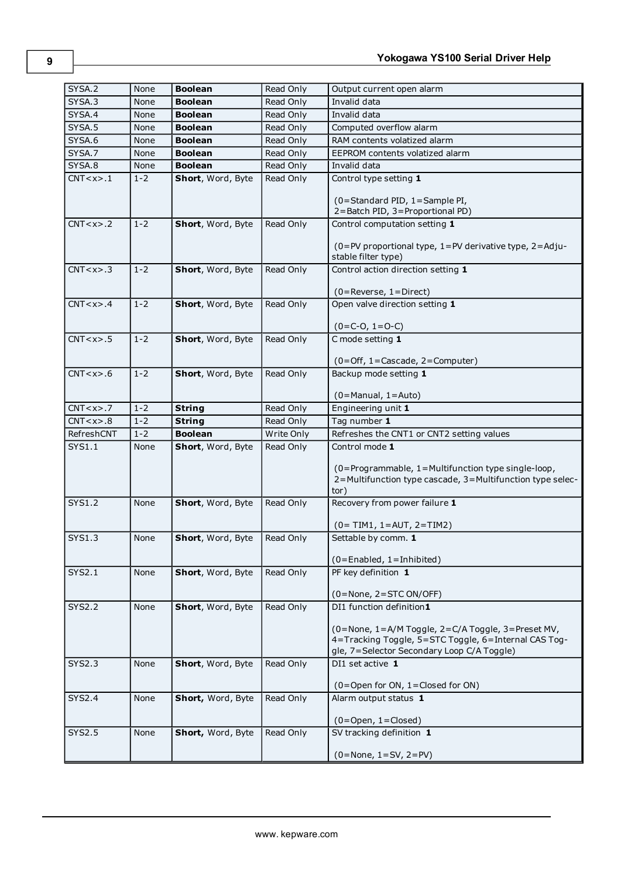| SYSA.2 | None | **Boolean** | Read Only | Output current open alarm |
|---|---|---|---|---|
| SYSA.3 | None | **Boolean** | Read Only | Invalid data |
| SYSA.4 | None | **Boolean** | Read Only | Invalid data |
| SYSA.5 | None | **Boolean** | Read Only | Computed overflow alarm |
| SYSA.6 | None | **Boolean** | Read Only | RAM contents volatized alarm |
| SYSA.7 | None | **Boolean** | Read Only | EEPROM contents volatized alarm |
| SYSA.8 | None | **Boolean** | Read Only | Invalid data |
| CNT<x>.1 | 1-2 | **Short**, Word, Byte | Read Only | Control type setting **1** <br><br> (0=Standard PID, 1=Sample PI, 2=Batch PID, 3=Proportional PD) |
| CNT<x>.2 | 1-2 | **Short**, Word, Byte | Read Only | Control computation setting **1** <br><br> (0=PV proportional type, 1=PV derivative type, 2=Adjustable filter type) |
| CNT<x>.3 | 1-2 | **Short**, Word, Byte | Read Only | Control action direction setting **1** <br><br> (0=Reverse, 1=Direct) |
| CNT<x>.4 | 1-2 | **Short**, Word, Byte | Read Only | Open valve direction setting **1** <br><br> (0=C-O, 1=O-C) |
| CNT<x>.5 | 1-2 | **Short**, Word, Byte | Read Only | C mode setting **1** <br><br> (0=Off, 1=Cascade, 2=Computer) |
| CNT<x>.6 | 1-2 | **Short**, Word, Byte | Read Only | Backup mode setting **1** <br><br> (0=Manual, 1=Auto) |
| CNT<x>.7 | 1-2 | **String** | Read Only | Engineering unit **1** |
| CNT<x>.8 | 1-2 | **String** | Read Only | Tag number **1** |
| RefreshCNT | 1-2 | **Boolean** | Write Only | Refreshes the CNT1 or CNT2 setting values |
| SYS1.1 | None | **Short**, Word, Byte | Read Only | Control mode **1** <br><br> (0=Programmable, 1=Multifunction type single-loop, 2=Multifunction type cascade, 3=Multifunction type selector) |
| SYS1.2 | None | **Short**, Word, Byte | Read Only | Recovery from power failure **1** <br><br> (0= TIM1, 1=AUT, 2=TIM2) |
| SYS1.3 | None | **Short**, Word, Byte | Read Only | Settable by comm. **1** <br><br> (0=Enabled, 1=Inhibited) |
| SYS2.1 | None | **Short**, Word, Byte | Read Only | PF key definition **1** <br><br> (0=None, 2=STC ON/OFF) |
| SYS2.2 | None | **Short**, Word, Byte | Read Only | DI1 function definition**1** <br><br> (0=None, 1=A/M Toggle, 2=C/A Toggle, 3=Preset MV, 4=Tracking Toggle, 5=STC Toggle, 6=Internal CAS Toggle, 7=Selector Secondary Loop C/A Toggle) |
| SYS2.3 | None | **Short**, Word, Byte | Read Only | DI1 set active **1** <br><br> (0=Open for ON, 1=Closed for ON) |
| SYS2.4 | None | **Short,** Word, Byte | Read Only | Alarm output status **1** <br><br> (0=Open, 1=Closed) |
| SYS2.5 | None | **Short,** Word, Byte | Read Only | SV tracking definition **1** <br><br> (0=None, 1=SV, 2=PV) |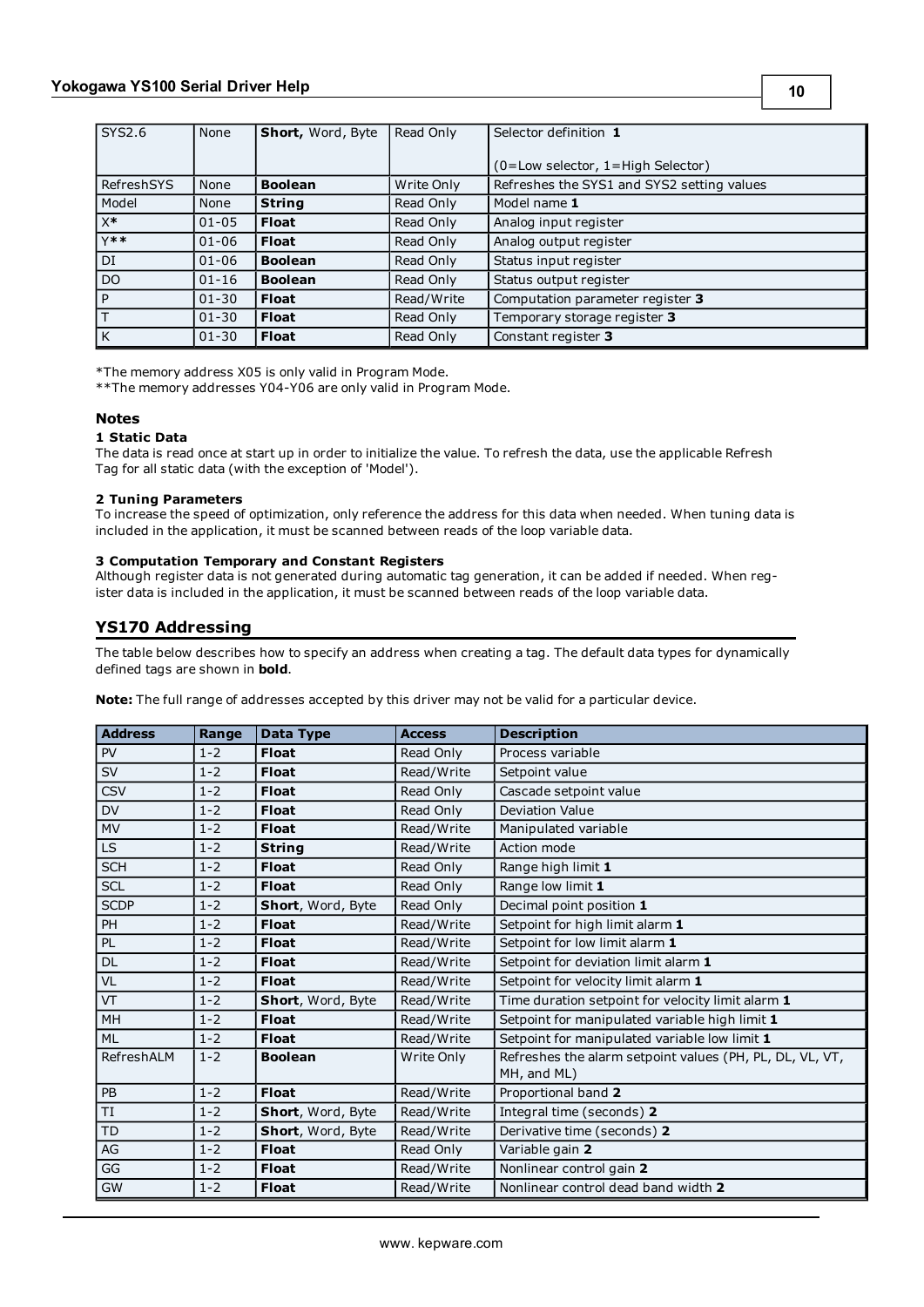| SYS2.6 | None | **Short,** Word, Byte | Read Only | Selector definition **1**<br><br>(0=Low selector, 1=High Selector) |
|---|---|---|---|---|
| RefreshSYS | None | **Boolean** | Write Only | Refreshes the SYS1 and SYS2 setting values |
| Model | None | **String** | Read Only | Model name **1** |
| X* | 01-05 | **Float** | Read Only | Analog input register |
| Y** | 01-06 | **Float** | Read Only | Analog output register |
| DI | 01-06 | **Boolean** | Read Only | Status input register |
| DO | 01-16 | **Boolean** | Read Only | Status output register |
| P | 01-30 | **Float** | Read/Write | Computation parameter register **3** |
| T | 01-30 | **Float** | Read Only | Temporary storage register **3** |
| K | 01-30 | **Float** | Read Only | Constant register **3** |

*The memory address X05 is only valid in Program Mode.
**The memory addresses Y04-Y06 are only valid in Program Mode.

### Notes

**1 Static Data**
The data is read once at start up in order to initialize the value. To refresh the data, use the applicable Refresh Tag for all static data (with the exception of 'Model').

**2 Tuning Parameters**
To increase the speed of optimization, only reference the address for this data when needed. When tuning data is included in the application, it must be scanned between reads of the loop variable data.

**3 Computation Temporary and Constant Registers**
Although register data is not generated during automatic tag generation, it can be added if needed. When register data is included in the application, it must be scanned between reads of the loop variable data.

## YS170 Addressing

The table below describes how to specify an address when creating a tag. The default data types for dynamically defined tags are shown in **bold**.

**Note:** The full range of addresses accepted by this driver may not be valid for a particular device.

| Address | Range | Data Type | Access | Description |
|---|---|---|---|---|
| PV | 1-2 | **Float** | Read Only | Process variable |
| SV | 1-2 | **Float** | Read/Write | Setpoint value |
| CSV | 1-2 | **Float** | Read Only | Cascade setpoint value |
| DV | 1-2 | **Float** | Read Only | Deviation Value |
| MV | 1-2 | **Float** | Read/Write | Manipulated variable |
| LS | 1-2 | **String** | Read/Write | Action mode |
| SCH | 1-2 | **Float** | Read Only | Range high limit **1** |
| SCL | 1-2 | **Float** | Read Only | Range low limit **1** |
| SCDP | 1-2 | **Short**, Word, Byte | Read Only | Decimal point position **1** |
| PH | 1-2 | **Float** | Read/Write | Setpoint for high limit alarm **1** |
| PL | 1-2 | **Float** | Read/Write | Setpoint for low limit alarm **1** |
| DL | 1-2 | **Float** | Read/Write | Setpoint for deviation limit alarm **1** |
| VL | 1-2 | **Float** | Read/Write | Setpoint for velocity limit alarm **1** |
| VT | 1-2 | **Short**, Word, Byte | Read/Write | Time duration setpoint for velocity limit alarm **1** |
| MH | 1-2 | **Float** | Read/Write | Setpoint for manipulated variable high limit **1** |
| ML | 1-2 | **Float** | Read/Write | Setpoint for manipulated variable low limit **1** |
| RefreshALM | 1-2 | **Boolean** | Write Only | Refreshes the alarm setpoint values (PH, PL, DL, VL, VT, MH, and ML) |
| PB | 1-2 | **Float** | Read/Write | Proportional band **2** |
| TI | 1-2 | **Short**, Word, Byte | Read/Write | Integral time (seconds) **2** |
| TD | 1-2 | **Short**, Word, Byte | Read/Write | Derivative time (seconds) **2** |
| AG | 1-2 | **Float** | Read Only | Variable gain **2** |
| GG | 1-2 | **Float** | Read/Write | Nonlinear control gain **2** |
| GW | 1-2 | **Float** | Read/Write | Nonlinear control dead band width **2** |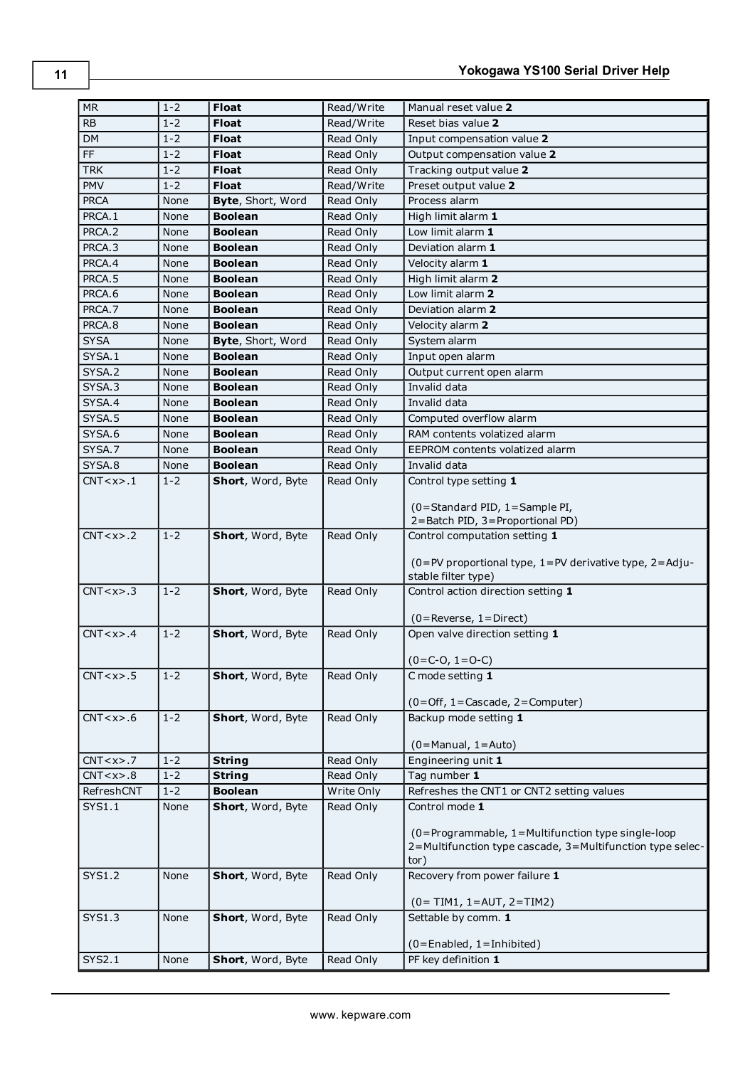| MR | 1-2 | **Float** | Read/Write | Manual reset value **2** |
|---|---|---|---|---|
| RB | 1-2 | **Float** | Read/Write | Reset bias value **2** |
| DM | 1-2 | **Float** | Read Only | Input compensation value **2** |
| FF | 1-2 | **Float** | Read Only | Output compensation value **2** |
| TRK | 1-2 | **Float** | Read Only | Tracking output value **2** |
| PMV | 1-2 | **Float** | Read/Write | Preset output value **2** |
| PRCA | None | **Byte**, Short, Word | Read Only | Process alarm |
| PRCA.1 | None | **Boolean** | Read Only | High limit alarm **1** |
| PRCA.2 | None | **Boolean** | Read Only | Low limit alarm **1** |
| PRCA.3 | None | **Boolean** | Read Only | Deviation alarm **1** |
| PRCA.4 | None | **Boolean** | Read Only | Velocity alarm **1** |
| PRCA.5 | None | **Boolean** | Read Only | High limit alarm **2** |
| PRCA.6 | None | **Boolean** | Read Only | Low limit alarm **2** |
| PRCA.7 | None | **Boolean** | Read Only | Deviation alarm **2** |
| PRCA.8 | None | **Boolean** | Read Only | Velocity alarm **2** |
| SYSA | None | **Byte**, Short, Word | Read Only | System alarm |
| SYSA.1 | None | **Boolean** | Read Only | Input open alarm |
| SYSA.2 | None | **Boolean** | Read Only | Output current open alarm |
| SYSA.3 | None | **Boolean** | Read Only | Invalid data |
| SYSA.4 | None | **Boolean** | Read Only | Invalid data |
| SYSA.5 | None | **Boolean** | Read Only | Computed overflow alarm |
| SYSA.6 | None | **Boolean** | Read Only | RAM contents volatized alarm |
| SYSA.7 | None | **Boolean** | Read Only | EEPROM contents volatized alarm |
| SYSA.8 | None | **Boolean** | Read Only | Invalid data |
| CNT<x>.1 | 1-2 | **Short**, Word, Byte | Read Only | Control type setting **1**<br><br>(0=Standard PID, 1=Sample PI, 2=Batch PID, 3=Proportional PD) |
| CNT<x>.2 | 1-2 | **Short**, Word, Byte | Read Only | Control computation setting **1**<br><br>(0=PV proportional type, 1=PV derivative type, 2=Adjustable filter type) |
| CNT<x>.3 | 1-2 | **Short**, Word, Byte | Read Only | Control action direction setting **1**<br><br>(0=Reverse, 1=Direct) |
| CNT<x>.4 | 1-2 | **Short**, Word, Byte | Read Only | Open valve direction setting **1**<br><br>(0=C-O, 1=O-C) |
| CNT<x>.5 | 1-2 | **Short**, Word, Byte | Read Only | C mode setting **1**<br><br>(0=Off, 1=Cascade, 2=Computer) |
| CNT<x>.6 | 1-2 | **Short**, Word, Byte | Read Only | Backup mode setting **1**<br><br>(0=Manual, 1=Auto) |
| CNT<x>.7 | 1-2 | **String** | Read Only | Engineering unit **1** |
| CNT<x>.8 | 1-2 | **String** | Read Only | Tag number **1** |
| RefreshCNT | 1-2 | **Boolean** | Write Only | Refreshes the CNT1 or CNT2 setting values |
| SYS1.1 | None | **Short**, Word, Byte | Read Only | Control mode **1**<br><br>(0=Programmable, 1=Multifunction type single-loop 2=Multifunction type cascade, 3=Multifunction type selector) |
| SYS1.2 | None | **Short**, Word, Byte | Read Only | Recovery from power failure **1**<br><br>(0= TIM1, 1=AUT, 2=TIM2) |
| SYS1.3 | None | **Short**, Word, Byte | Read Only | Settable by comm. **1**<br><br>(0=Enabled, 1=Inhibited) |
| SYS2.1 | None | **Short**, Word, Byte | Read Only | PF key definition **1** |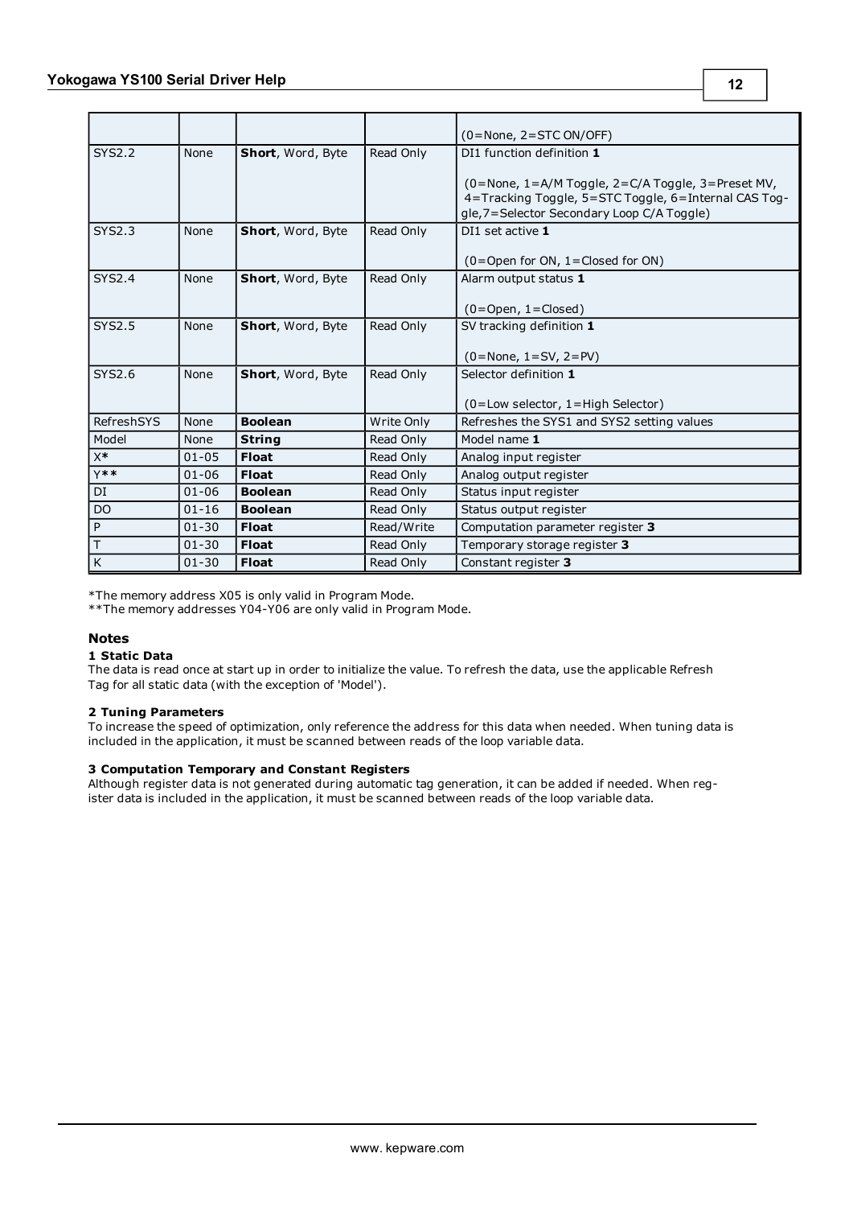| | | | | (0=None, 2=STC ON/OFF) |
|---|---|---|---|---|
| SYS2.2 | None | **Short**, Word, Byte | Read Only | DI1 function definition **1**<br><br>(0=None, 1=A/M Toggle, 2=C/A Toggle, 3=Preset MV, 4=Tracking Toggle, 5=STC Toggle, 6=Internal CAS Toggle,7=Selector Secondary Loop C/A Toggle) |
| SYS2.3 | None | **Short**, Word, Byte | Read Only | DI1 set active **1**<br><br>(0=Open for ON, 1=Closed for ON) |
| SYS2.4 | None | **Short**, Word, Byte | Read Only | Alarm output status **1**<br><br>(0=Open, 1=Closed) |
| SYS2.5 | None | **Short**, Word, Byte | Read Only | SV tracking definition **1**<br><br>(0=None, 1=SV, 2=PV) |
| SYS2.6 | None | **Short**, Word, Byte | Read Only | Selector definition **1**<br><br>(0=Low selector, 1=High Selector) |
| RefreshSYS | None | **Boolean** | Write Only | Refreshes the SYS1 and SYS2 setting values |
| Model | None | **String** | Read Only | Model name **1** |
| X* | 01-05 | **Float** | Read Only | Analog input register |
| Y** | 01-06 | **Float** | Read Only | Analog output register |
| DI | 01-06 | **Boolean** | Read Only | Status input register |
| DO | 01-16 | **Boolean** | Read Only | Status output register |
| P | 01-30 | **Float** | Read/Write | Computation parameter register **3** |
| T | 01-30 | **Float** | Read Only | Temporary storage register **3** |
| K | 01-30 | **Float** | Read Only | Constant register **3** |

*The memory address X05 is only valid in Program Mode.
**The memory addresses Y04-Y06 are only valid in Program Mode.

### Notes

**1 Static Data**
The data is read once at start up in order to initialize the value. To refresh the data, use the applicable Refresh Tag for all static data (with the exception of 'Model').

**2 Tuning Parameters**
To increase the speed of optimization, only reference the address for this data when needed. When tuning data is included in the application, it must be scanned between reads of the loop variable data.

**3 Computation Temporary and Constant Registers**
Although register data is not generated during automatic tag generation, it can be added if needed. When register data is included in the application, it must be scanned between reads of the loop variable data.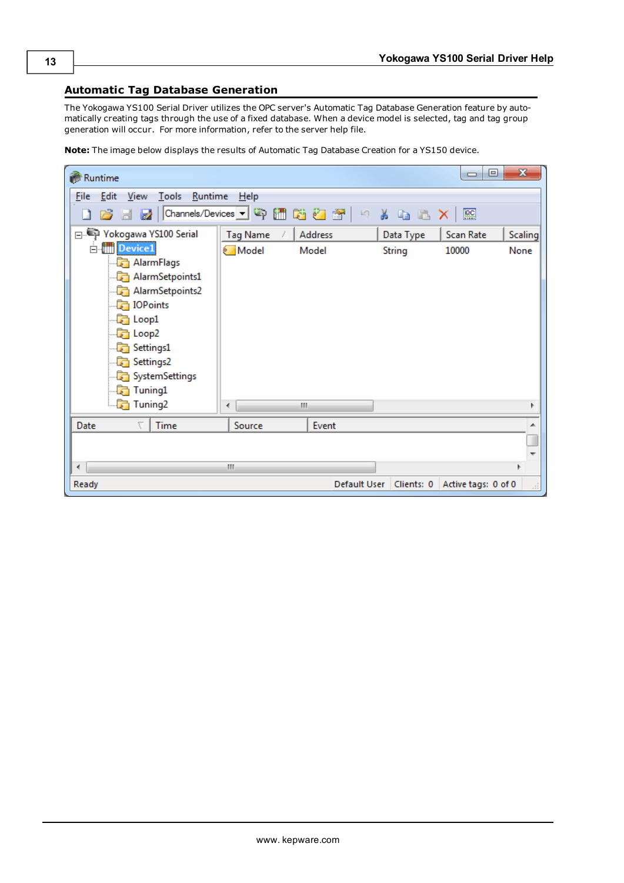## Automatic Tag Database Generation

The Yokogawa YS100 Serial Driver utilizes the OPC server's Automatic Tag Database Generation feature by automatically creating tags through the use of a fixed database. When a device model is selected, tag and tag group generation will occur. For more information, refer to the server help file.

**Note:** The image below displays the results of Automatic Tag Database Creation for a YS150 device.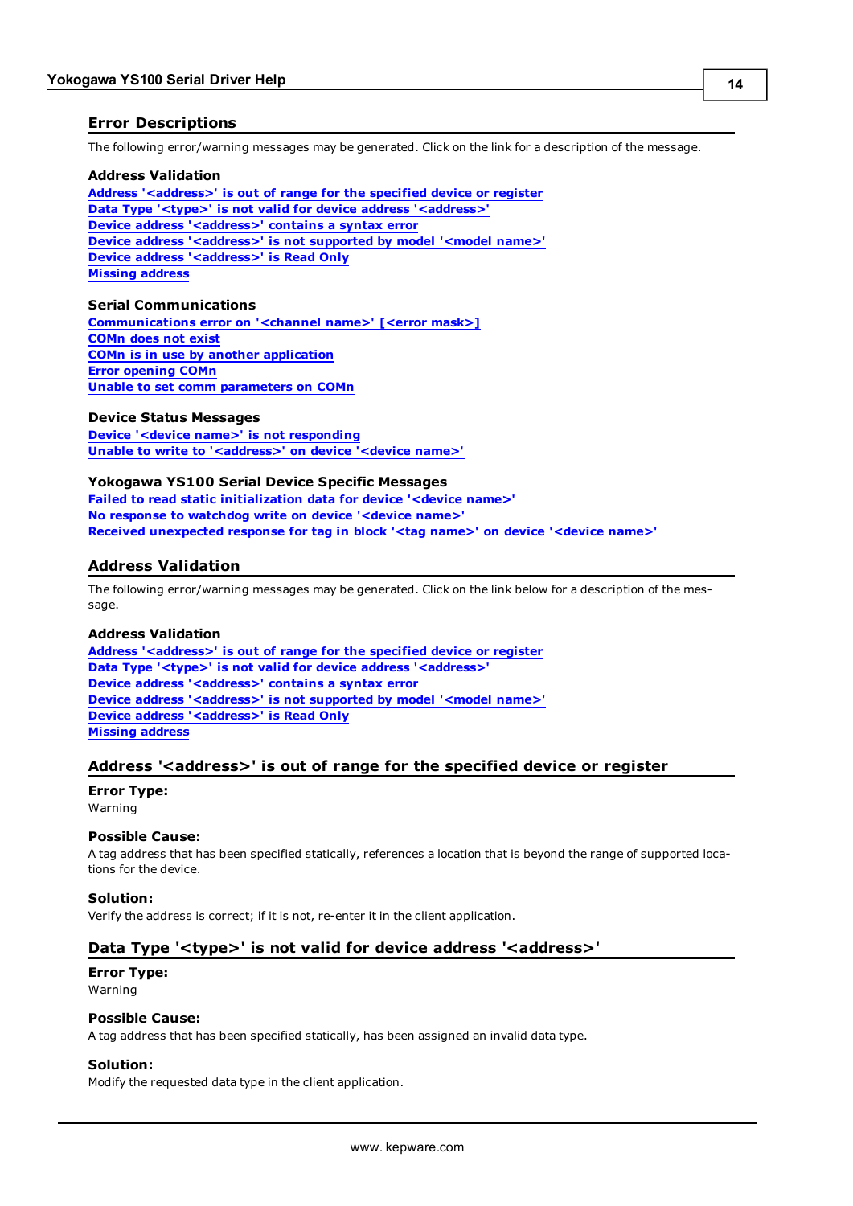## Error Descriptions

The following error/warning messages may be generated. Click on the link for a description of the message.

### Address Validation

Address '<address>' is out of range for the specified device or register
Data Type '<type>' is not valid for device address '<address>'
Device address '<address>' contains a syntax error
Device address '<address>' is not supported by model '<model name>'
Device address '<address>' is Read Only
Missing address

### Serial Communications

Communications error on '<channel name>' [<error mask>]
COMn does not exist
COMn is in use by another application
Error opening COMn
Unable to set comm parameters on COMn

### Device Status Messages

Device '<device name>' is not responding
Unable to write to '<address>' on device '<device name>'

### Yokogawa YS100 Serial Device Specific Messages

Failed to read static initialization data for device '<device name>'
No response to watchdog write on device '<device name>'
Received unexpected response for tag in block '<tag name>' on device '<device name>'

## Address Validation

The following error/warning messages may be generated. Click on the link below for a description of the message.

### Address Validation

Address '<address>' is out of range for the specified device or register
Data Type '<type>' is not valid for device address '<address>'
Device address '<address>' contains a syntax error
Device address '<address>' is not supported by model '<model name>'
Device address '<address>' is Read Only
Missing address

## Address '<address>' is out of range for the specified device or register

**Error Type:**
Warning

**Possible Cause:**
A tag address that has been specified statically, references a location that is beyond the range of supported locations for the device.

**Solution:**
Verify the address is correct; if it is not, re-enter it in the client application.

## Data Type '<type>' is not valid for device address '<address>'

**Error Type:**
Warning

**Possible Cause:**
A tag address that has been specified statically, has been assigned an invalid data type.

**Solution:**
Modify the requested data type in the client application.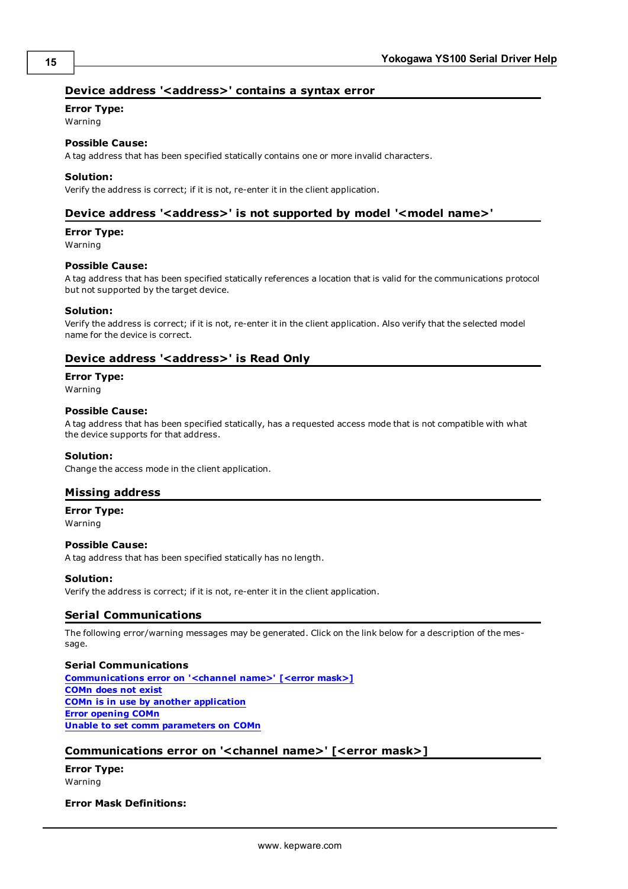## Device address '<address>' contains a syntax error

**Error Type:**
Warning

**Possible Cause:**
A tag address that has been specified statically contains one or more invalid characters.

**Solution:**
Verify the address is correct; if it is not, re-enter it in the client application.

## Device address '<address>' is not supported by model '<model name>'

**Error Type:**
Warning

**Possible Cause:**
A tag address that has been specified statically references a location that is valid for the communications protocol but not supported by the target device.

**Solution:**
Verify the address is correct; if it is not, re-enter it in the client application. Also verify that the selected model name for the device is correct.

## Device address '<address>' is Read Only

**Error Type:**
Warning

**Possible Cause:**
A tag address that has been specified statically, has a requested access mode that is not compatible with what the device supports for that address.

**Solution:**
Change the access mode in the client application.

## Missing address

**Error Type:**
Warning

**Possible Cause:**
A tag address that has been specified statically has no length.

**Solution:**
Verify the address is correct; if it is not, re-enter it in the client application.

## Serial Communications

The following error/warning messages may be generated. Click on the link below for a description of the message.

**Serial Communications**
**Communications error on '<channel name>' [<error mask>]**
**COMn does not exist**
**COMn is in use by another application**
**Error opening COMn**
**Unable to set comm parameters on COMn**

## Communications error on '<channel name>' [<error mask>]

**Error Type:**
Warning

**Error Mask Definitions:**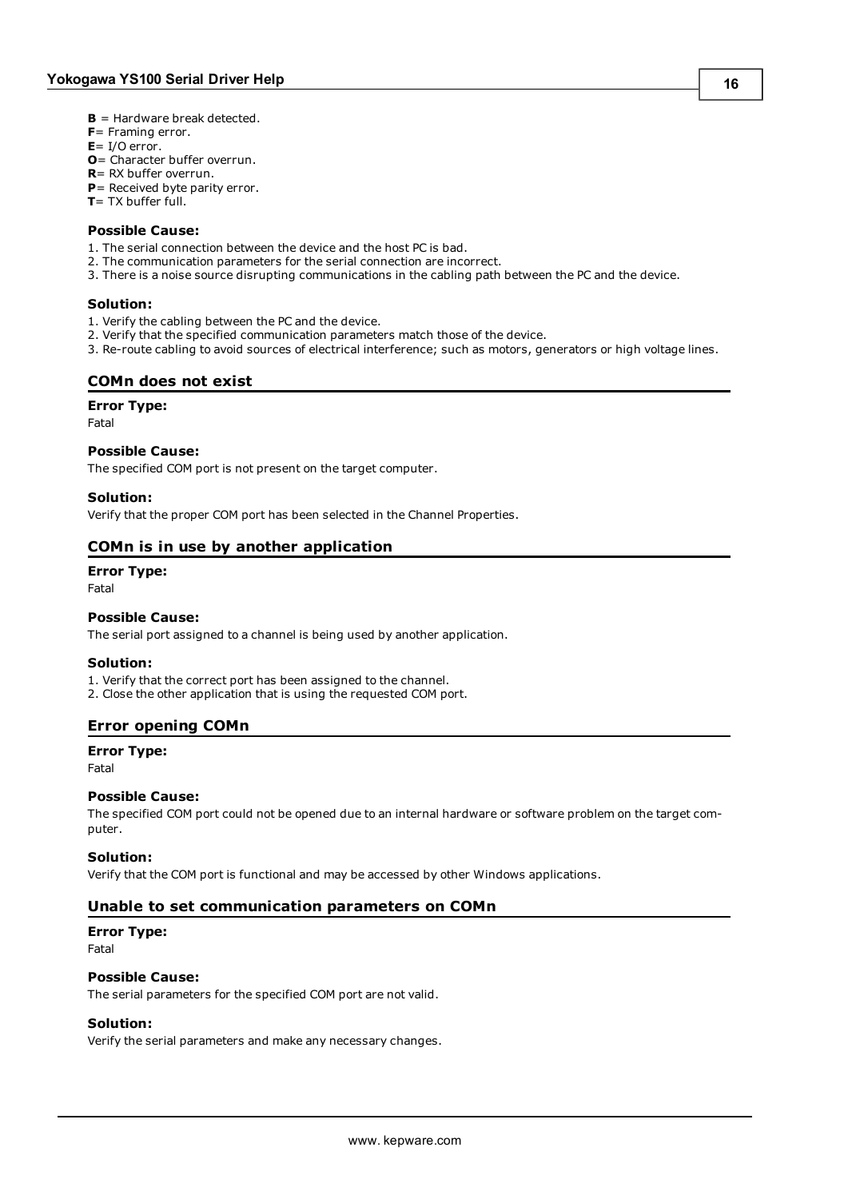**B** = Hardware break detected.
**F**= Framing error.
**E**= I/O error.
**O**= Character buffer overrun.
**R**= RX buffer overrun.
**P**= Received byte parity error.
**T**= TX buffer full.

#### Possible Cause:

1. The serial connection between the device and the host PC is bad.
2. The communication parameters for the serial connection are incorrect.
3. There is a noise source disrupting communications in the cabling path between the PC and the device.

#### Solution:

1. Verify the cabling between the PC and the device.
2. Verify that the specified communication parameters match those of the device.
3. Re-route cabling to avoid sources of electrical interference; such as motors, generators or high voltage lines.

## COMn does not exist

#### Error Type:

Fatal

#### Possible Cause:

The specified COM port is not present on the target computer.

#### Solution:

Verify that the proper COM port has been selected in the Channel Properties.

## COMn is in use by another application

#### Error Type:

Fatal

#### Possible Cause:

The serial port assigned to a channel is being used by another application.

#### Solution:

1. Verify that the correct port has been assigned to the channel.
2. Close the other application that is using the requested COM port.

## Error opening COMn

#### Error Type:

Fatal

#### Possible Cause:

The specified COM port could not be opened due to an internal hardware or software problem on the target computer.

#### Solution:

Verify that the COM port is functional and may be accessed by other Windows applications.

## Unable to set communication parameters on COMn

#### Error Type:

Fatal

#### Possible Cause:

The serial parameters for the specified COM port are not valid.

#### Solution:

Verify the serial parameters and make any necessary changes.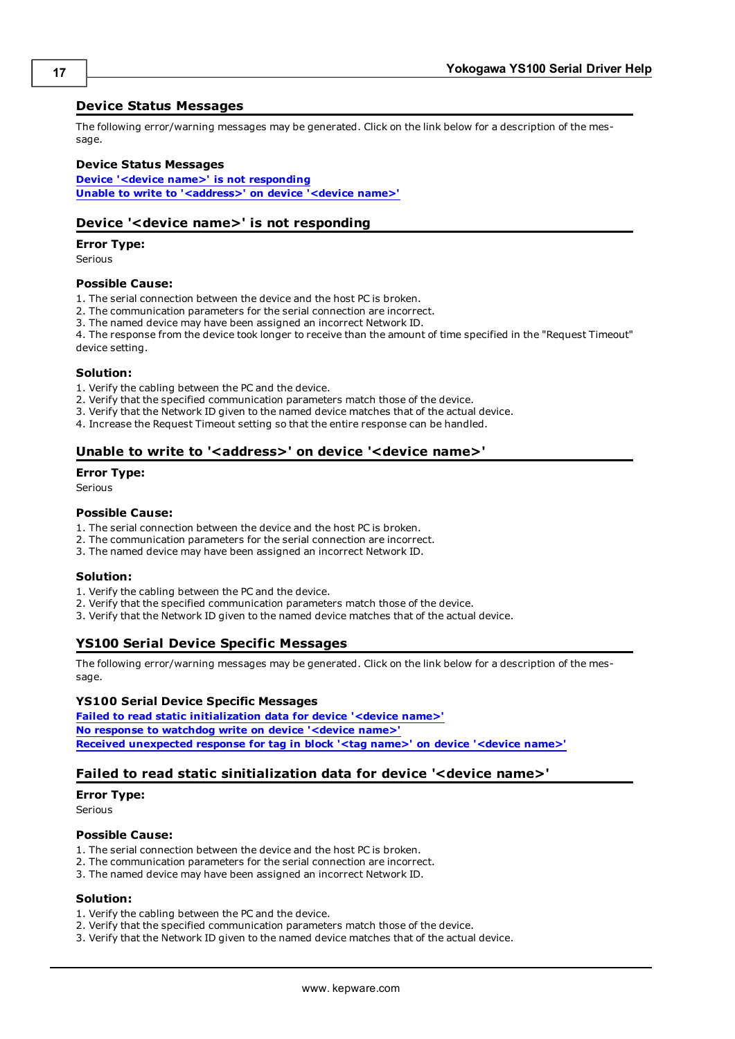## Device Status Messages

The following error/warning messages may be generated. Click on the link below for a description of the message.

**Device Status Messages**

Device '<device name>' is not responding
Unable to write to '<address>' on device '<device name>'

### Device '<device name>' is not responding

**Error Type:**
Serious

**Possible Cause:**
1. The serial connection between the device and the host PC is broken.
2. The communication parameters for the serial connection are incorrect.
3. The named device may have been assigned an incorrect Network ID.
4. The response from the device took longer to receive than the amount of time specified in the "Request Timeout" device setting.

**Solution:**
1. Verify the cabling between the PC and the device.
2. Verify that the specified communication parameters match those of the device.
3. Verify that the Network ID given to the named device matches that of the actual device.
4. Increase the Request Timeout setting so that the entire response can be handled.

### Unable to write to '<address>' on device '<device name>'

**Error Type:**
Serious

**Possible Cause:**
1. The serial connection between the device and the host PC is broken.
2. The communication parameters for the serial connection are incorrect.
3. The named device may have been assigned an incorrect Network ID.

**Solution:**
1. Verify the cabling between the PC and the device.
2. Verify that the specified communication parameters match those of the device.
3. Verify that the Network ID given to the named device matches that of the actual device.

## YS100 Serial Device Specific Messages

The following error/warning messages may be generated. Click on the link below for a description of the message.

**YS100 Serial Device Specific Messages**

Failed to read static initialization data for device '<device name>'
No response to watchdog write on device '<device name>'
Received unexpected response for tag in block '<tag name>' on device '<device name>'

### Failed to read static sinitialization data for device '<device name>'

**Error Type:**
Serious

**Possible Cause:**
1. The serial connection between the device and the host PC is broken.
2. The communication parameters for the serial connection are incorrect.
3. The named device may have been assigned an incorrect Network ID.

**Solution:**
1. Verify the cabling between the PC and the device.
2. Verify that the specified communication parameters match those of the device.
3. Verify that the Network ID given to the named device matches that of the actual device.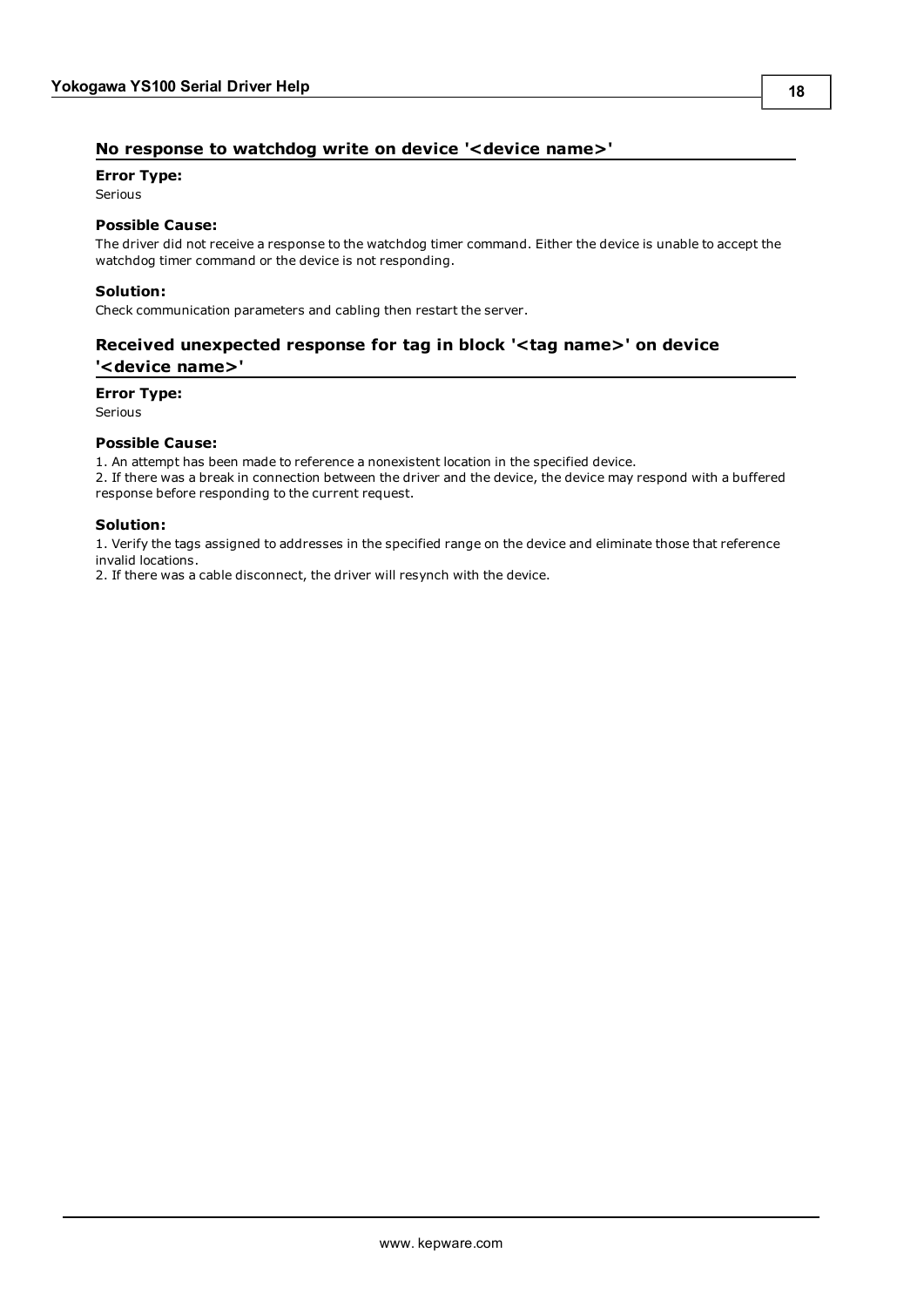## No response to watchdog write on device '<device name>'

**Error Type:**
Serious

**Possible Cause:**
The driver did not receive a response to the watchdog timer command. Either the device is unable to accept the watchdog timer command or the device is not responding.

**Solution:**
Check communication parameters and cabling then restart the server.

## Received unexpected response for tag in block '<tag name>' on device '<device name>'

**Error Type:**
Serious

**Possible Cause:**
1. An attempt has been made to reference a nonexistent location in the specified device.
2. If there was a break in connection between the driver and the device, the device may respond with a buffered response before responding to the current request.

**Solution:**
1. Verify the tags assigned to addresses in the specified range on the device and eliminate those that reference invalid locations.
2. If there was a cable disconnect, the driver will resynch with the device.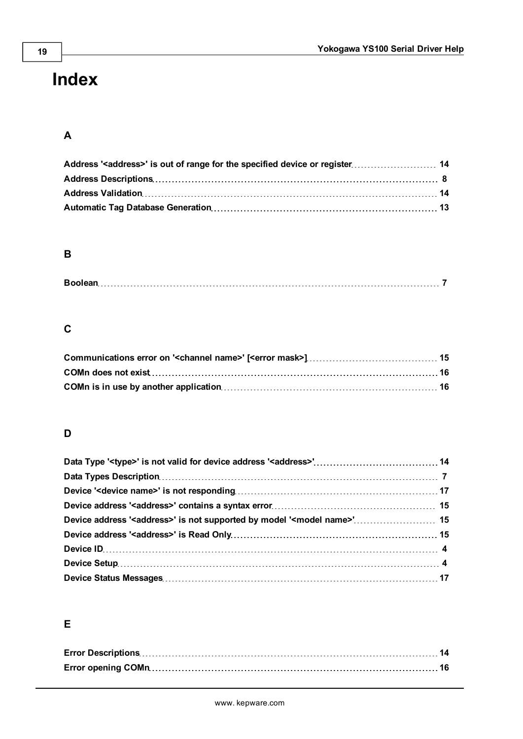# Index

## A

**Address '<address>' is out of range for the specified device or register** 14
**Address Descriptions** 8
**Address Validation** 14
**Automatic Tag Database Generation** 13

## B

**Boolean** 7

## C

**Communications error on '<channel name>' [<error mask>]** 15
**COMn does not exist** 16
**COMn is in use by another application** 16

## D

**Data Type '<type>' is not valid for device address '<address>'** 14
**Data Types Description** 7
**Device '<device name>' is not responding** 17
**Device address '<address>' contains a syntax error** 15
**Device address '<address>' is not supported by model '<model name>'** 15
**Device address '<address>' is Read Only** 15
**Device ID** 4
**Device Setup** 4
**Device Status Messages** 17

## E

**Error Descriptions** 14
**Error opening COMn** 16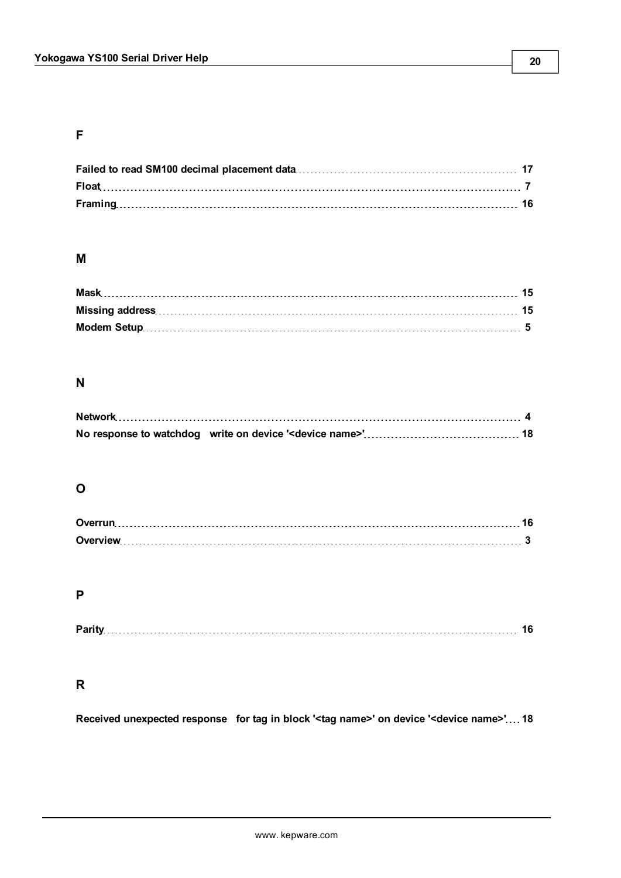## F

**Failed to read SM100 decimal placement data** 17
**Float** 7
**Framing** 16

## M

**Mask** 15
**Missing address** 15
**Modem Setup** 5

## N

**Network** 4
**No response to watchdog write on device '<device name>'** 18

## O

**Overrun** 16
**Overview** 3

## P

**Parity** 16

## R

**Received unexpected response for tag in block '<tag name>' on device '<device name>'** 18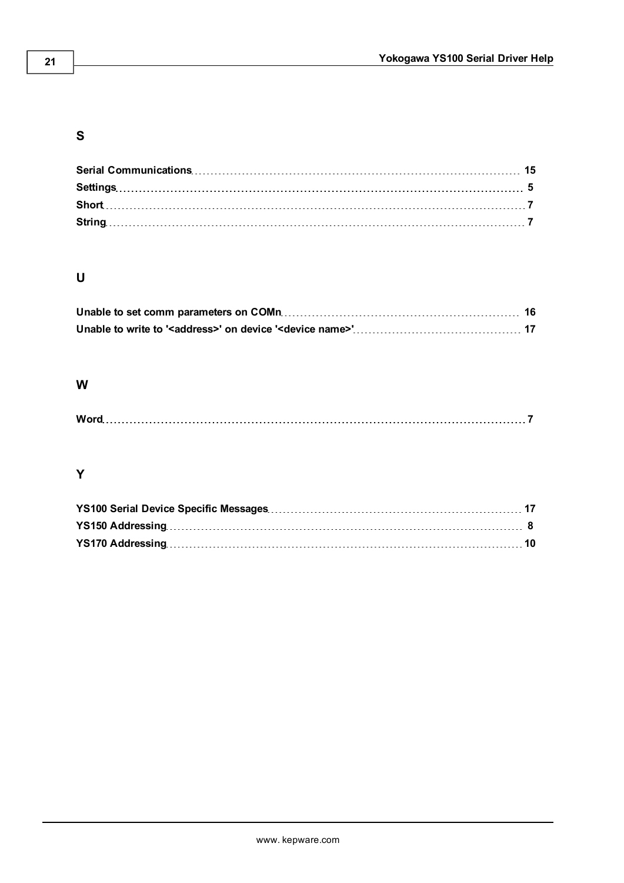## S

**Serial Communications** 15
**Settings** 5
**Short** 7
**String** 7

## U

**Unable to set comm parameters on COMn** 16
**Unable to write to '<address>' on device '<device name>'** 17

## W

**Word** 7

## Y

**YS100 Serial Device Specific Messages** 17
**YS150 Addressing** 8
**YS170 Addressing** 10